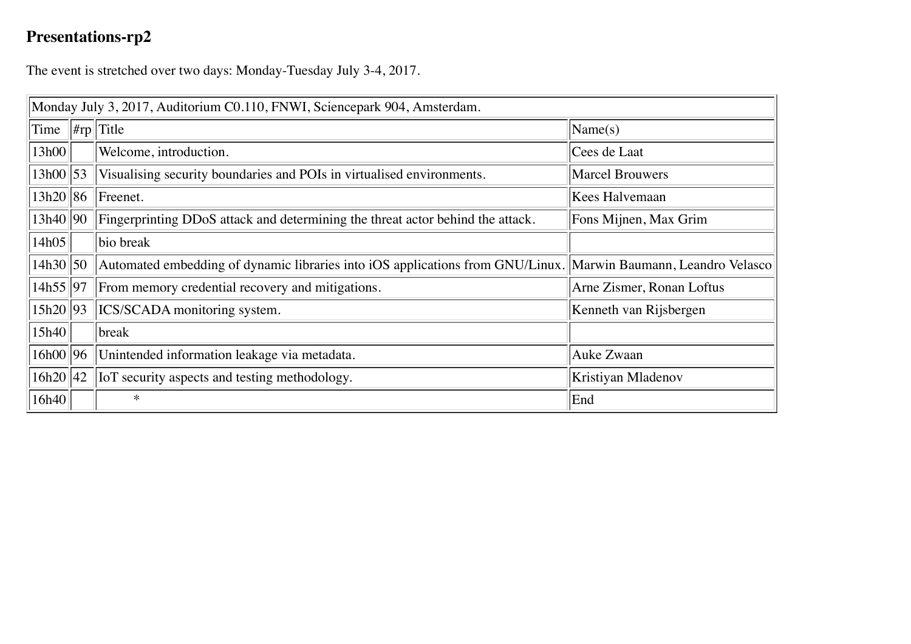## Presentations-rp2

The event is stretched over two days: Monday-Tuesday July 3-4, 2017.

| Monday July 3, 2017, Auditorium C0.110, FNWI, Sciencepark 904, Amsterdam. | | | |
|---|---|---|---|
| Time | #rp | Title | Name(s) |
| 13h00 | | Welcome, introduction. | Cees de Laat |
| 13h00 | 53 | Visualising security boundaries and POIs in virtualised environments. | Marcel Brouwers |
| 13h20 | 86 | Freenet. | Kees Halvemaan |
| 13h40 | 90 | Fingerprinting DDoS attack and determining the threat actor behind the attack. | Fons Mijnen, Max Grim |
| 14h05 | | bio break | |
| 14h30 | 50 | Automated embedding of dynamic libraries into iOS applications from GNU/Linux. | Marwin Baumann, Leandro Velasco |
| 14h55 | 97 | From memory credential recovery and mitigations. | Arne Zismer, Ronan Loftus |
| 15h20 | 93 | ICS/SCADA monitoring system. | Kenneth van Rijsbergen |
| 15h40 | | break | |
| 16h00 | 96 | Unintended information leakage via metadata. | Auke Zwaan |
| 16h20 | 42 | IoT security aspects and testing methodology. | Kristiyan Mladenov |
| 16h40 | | * | End |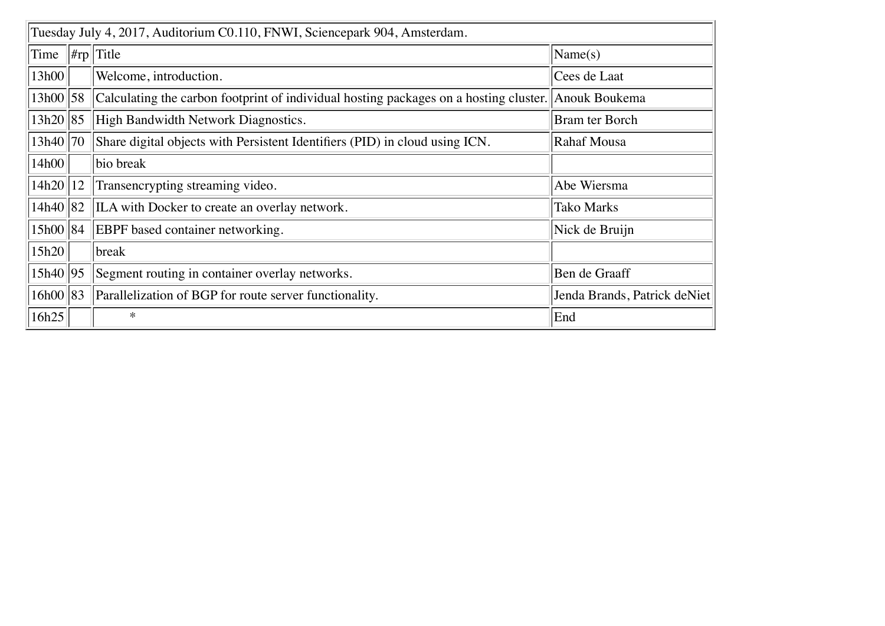| Tuesday July 4, 2017, Auditorium C0.110, FNWI, Sciencepark 904, Amsterdam. | | | |
|---|---|---|---|
| Time | #rp | Title | Name(s) |
| 13h00 | | Welcome, introduction. | Cees de Laat |
| 13h00 | 58 | Calculating the carbon footprint of individual hosting packages on a hosting cluster. | Anouk Boukema |
| 13h20 | 85 | High Bandwidth Network Diagnostics. | Bram ter Borch |
| 13h40 | 70 | Share digital objects with Persistent Identifiers (PID) in cloud using ICN. | Rahaf Mousa |
| 14h00 | | bio break | |
| 14h20 | 12 | Transencrypting streaming video. | Abe Wiersma |
| 14h40 | 82 | ILA with Docker to create an overlay network. | Tako Marks |
| 15h00 | 84 | EBPF based container networking. | Nick de Bruijn |
| 15h20 | | break | |
| 15h40 | 95 | Segment routing in container overlay networks. | Ben de Graaff |
| 16h00 | 83 | Parallelization of BGP for route server functionality. | Jenda Brands, Patrick deNiet |
| 16h25 | | * | End |